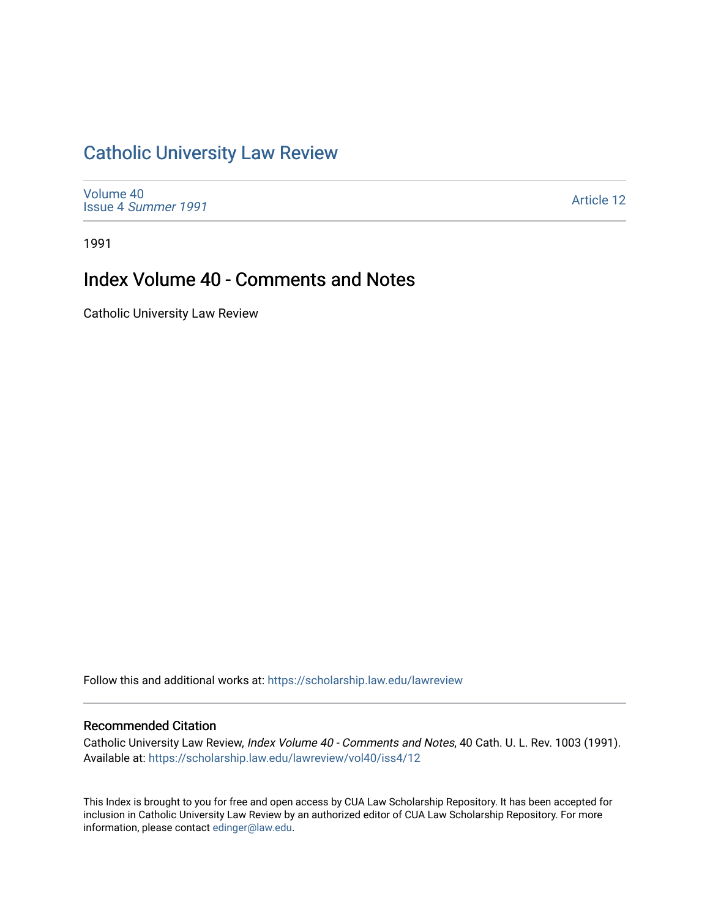# Catholic University Law Review

Volume 40
Issue 4 *Summer 1991*

Article 12

1991

## Index Volume 40 - Comments and Notes

Catholic University Law Review

Follow this and additional works at: https://scholarship.law.edu/lawreview

### Recommended Citation

Catholic University Law Review, *Index Volume 40 - Comments and Notes*, 40 Cath. U. L. Rev. 1003 (1991).
Available at: https://scholarship.law.edu/lawreview/vol40/iss4/12

This Index is brought to you for free and open access by CUA Law Scholarship Repository. It has been accepted for inclusion in Catholic University Law Review by an authorized editor of CUA Law Scholarship Repository. For more information, please contact edinger@law.edu.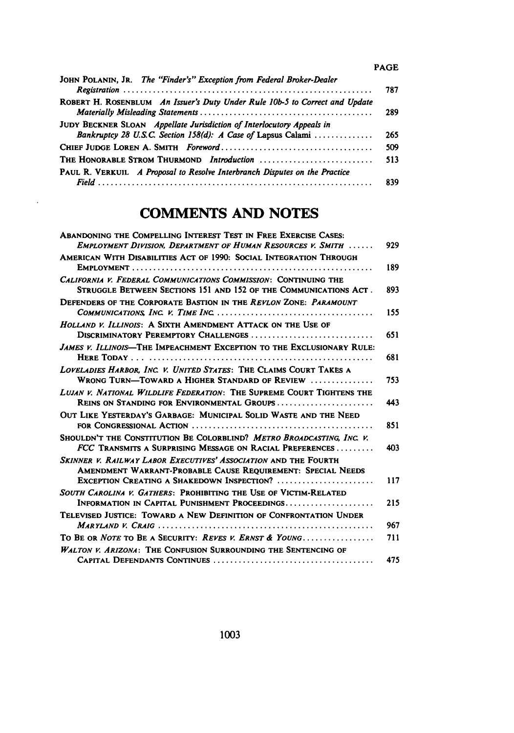| | PAGE |
|---|---|
| JOHN POLANIN, JR. *The "Finder's" Exception from Federal Broker-Dealer Registration* | 787 |
| ROBERT H. ROSENBLUM *An Issuer's Duty Under Rule 10b-5 to Correct and Update Materially Misleading Statements* | 289 |
| JUDY BECKNER SLOAN *Appellate Jurisdiction of Interlocutory Appeals in Bankruptcy 28 U.S.C. Section 158(d): A Case of* Lapsus Calami | 265 |
| CHIEF JUDGE LOREN A. SMITH *Foreword* | 509 |
| THE HONORABLE STROM THURMOND *Introduction* | 513 |
| PAUL R. VERKUIL *A Proposal to Resolve Interbranch Disputes on the Practice Field* | 839 |

## COMMENTS AND NOTES

| | |
|---|---|
| ABANDONING THE COMPELLING INTEREST TEST IN FREE EXERCISE CASES: *EMPLOYMENT DIVISION, DEPARTMENT OF HUMAN RESOURCES V. SMITH* | 929 |
| AMERICAN WITH DISABILITIES ACT OF 1990: SOCIAL INTEGRATION THROUGH EMPLOYMENT | 189 |
| *CALIFORNIA V. FEDERAL COMMUNICATIONS COMMISSION*: CONTINUING THE STRUGGLE BETWEEN SECTIONS 151 AND 152 OF THE COMMUNICATIONS ACT | 893 |
| DEFENDERS OF THE CORPORATE BASTION IN THE *REVLON* ZONE: *PARAMOUNT COMMUNICATIONS, INC. V. TIME INC.* | 155 |
| *HOLLAND V. ILLINOIS*: A SIXTH AMENDMENT ATTACK ON THE USE OF DISCRIMINATORY PEREMPTORY CHALLENGES | 651 |
| *JAMES V. ILLINOIS*—THE IMPEACHMENT EXCEPTION TO THE EXCLUSIONARY RULE: HERE TODAY | 681 |
| *LOVELADIES HARBOR, INC. V. UNITED STATES*: THE CLAIMS COURT TAKES A WRONG TURN—TOWARD A HIGHER STANDARD OF REVIEW | 753 |
| *LUJAN V. NATIONAL WILDLIFE FEDERATION*: THE SUPREME COURT TIGHTENS THE REINS ON STANDING FOR ENVIRONMENTAL GROUPS | 443 |
| OUT LIKE YESTERDAY'S GARBAGE: MUNICIPAL SOLID WASTE AND THE NEED FOR CONGRESSIONAL ACTION | 851 |
| SHOULDN'T THE CONSTITUTION BE COLORBLIND? *METRO BROADCASTING, INC. V. FCC* TRANSMITS A SURPRISING MESSAGE ON RACIAL PREFERENCES | 403 |
| *SKINNER V. RAILWAY LABOR EXECUTIVES' ASSOCIATION* AND THE FOURTH AMENDMENT WARRANT-PROBABLE CAUSE REQUIREMENT: SPECIAL NEEDS EXCEPTION CREATING A SHAKEDOWN INSPECTION? | 117 |
| *SOUTH CAROLINA V. GATHERS*: PROHIBITING THE USE OF VICTIM-RELATED INFORMATION IN CAPITAL PUNISHMENT PROCEEDINGS | 215 |
| TELEVISED JUSTICE: TOWARD A NEW DEFINITION OF CONFRONTATION UNDER *MARYLAND V. CRAIG* | 967 |
| TO BE OR *NOTE* TO BE A SECURITY: *REVES V. ERNST & YOUNG* | 711 |
| *WALTON V. ARIZONA*: THE CONFUSION SURROUNDING THE SENTENCING OF CAPITAL DEFENDANTS CONTINUES | 475 |